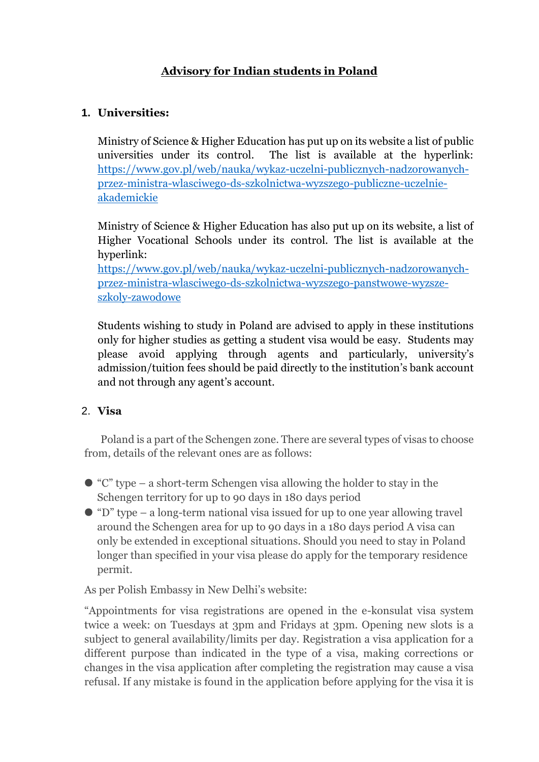# Advisory for Indian students in Poland

1. **Universities:**

   Ministry of Science & Higher Education has put up on its website a list of public universities under its control. The list is available at the hyperlink: [https://www.gov.pl/web/nauka/wykaz-uczelni-publicznych-nadzorowanych-przez-ministra-wlasciwego-ds-szkolnictwa-wyzszego-publiczne-uczelnie-akademickie](https://www.gov.pl/web/nauka/wykaz-uczelni-publicznych-nadzorowanych-przez-ministra-wlasciwego-ds-szkolnictwa-wyzszego-publiczne-uczelnie-akademickie)

   Ministry of Science & Higher Education has also put up on its website, a list of Higher Vocational Schools under its control. The list is available at the hyperlink: [https://www.gov.pl/web/nauka/wykaz-uczelni-publicznych-nadzorowanych-przez-ministra-wlasciwego-ds-szkolnictwa-wyzszego-panstwowe-wyzsze-szkoly-zawodowe](https://www.gov.pl/web/nauka/wykaz-uczelni-publicznych-nadzorowanych-przez-ministra-wlasciwego-ds-szkolnictwa-wyzszego-panstwowe-wyzsze-szkoly-zawodowe)

   Students wishing to study in Poland are advised to apply in these institutions only for higher studies as getting a student visa would be easy. Students may please avoid applying through agents and particularly, university's admission/tuition fees should be paid directly to the institution's bank account and not through any agent's account.

2. **Visa**

Poland is a part of the Schengen zone. There are several types of visas to choose from, details of the relevant ones are as follows:

- "C" type – a short-term Schengen visa allowing the holder to stay in the Schengen territory for up to 90 days in 180 days period
- "D" type – a long-term national visa issued for up to one year allowing travel around the Schengen area for up to 90 days in a 180 days period A visa can only be extended in exceptional situations. Should you need to stay in Poland longer than specified in your visa please do apply for the temporary residence permit.

As per Polish Embassy in New Delhi's website:

"Appointments for visa registrations are opened in the e-konsulat visa system twice a week: on Tuesdays at 3pm and Fridays at 3pm. Opening new slots is a subject to general availability/limits per day. Registration a visa application for a different purpose than indicated in the type of a visa, making corrections or changes in the visa application after completing the registration may cause a visa refusal. If any mistake is found in the application before applying for the visa it is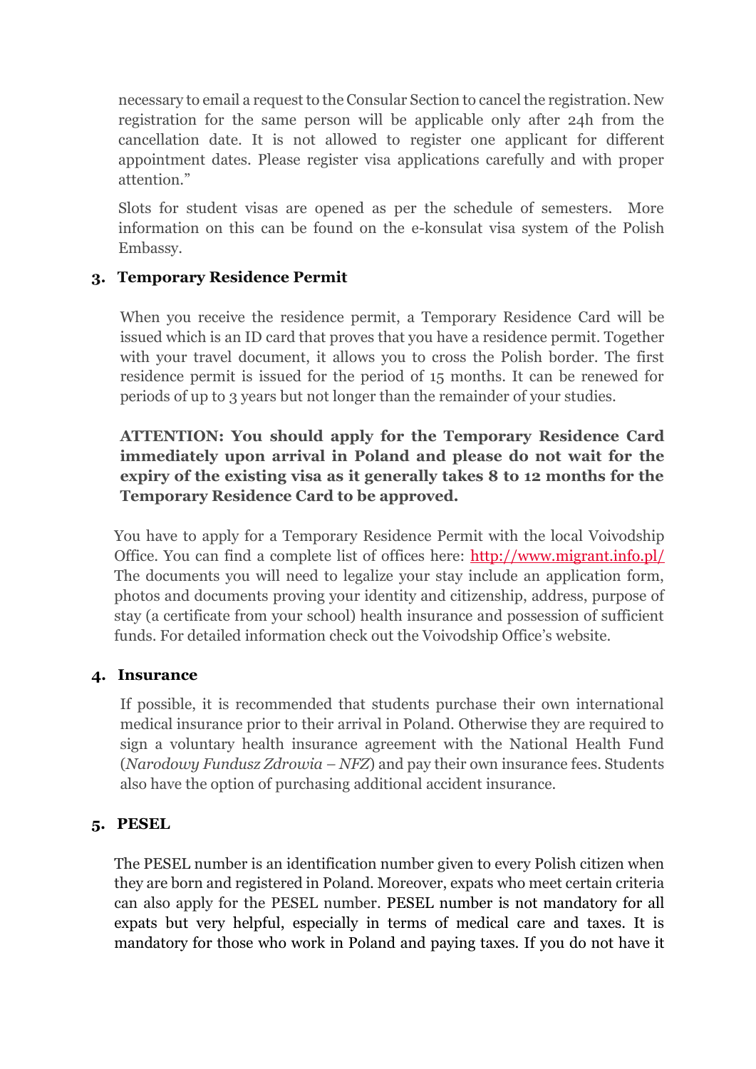necessary to email a request to the Consular Section to cancel the registration. New registration for the same person will be applicable only after 24h from the cancellation date. It is not allowed to register one applicant for different appointment dates. Please register visa applications carefully and with proper attention."

Slots for student visas are opened as per the schedule of semesters. More information on this can be found on the e-konsulat visa system of the Polish Embassy.

## 3. Temporary Residence Permit

When you receive the residence permit, a Temporary Residence Card will be issued which is an ID card that proves that you have a residence permit. Together with your travel document, it allows you to cross the Polish border. The first residence permit is issued for the period of 15 months. It can be renewed for periods of up to 3 years but not longer than the remainder of your studies.

**ATTENTION: You should apply for the Temporary Residence Card immediately upon arrival in Poland and please do not wait for the expiry of the existing visa as it generally takes 8 to 12 months for the Temporary Residence Card to be approved.**

You have to apply for a Temporary Residence Permit with the local Voivodship Office. You can find a complete list of offices here: [http://www.migrant.info.pl/](http://www.migrant.info.pl/) The documents you will need to legalize your stay include an application form, photos and documents proving your identity and citizenship, address, purpose of stay (a certificate from your school) health insurance and possession of sufficient funds. For detailed information check out the Voivodship Office's website.

## 4. Insurance

If possible, it is recommended that students purchase their own international medical insurance prior to their arrival in Poland. Otherwise they are required to sign a voluntary health insurance agreement with the National Health Fund (*Narodowy Fundusz Zdrowia – NFZ*) and pay their own insurance fees. Students also have the option of purchasing additional accident insurance.

## 5. PESEL

The PESEL number is an identification number given to every Polish citizen when they are born and registered in Poland. Moreover, expats who meet certain criteria can also apply for the PESEL number. PESEL number is not mandatory for all expats but very helpful, especially in terms of medical care and taxes. It is mandatory for those who work in Poland and paying taxes. If you do not have it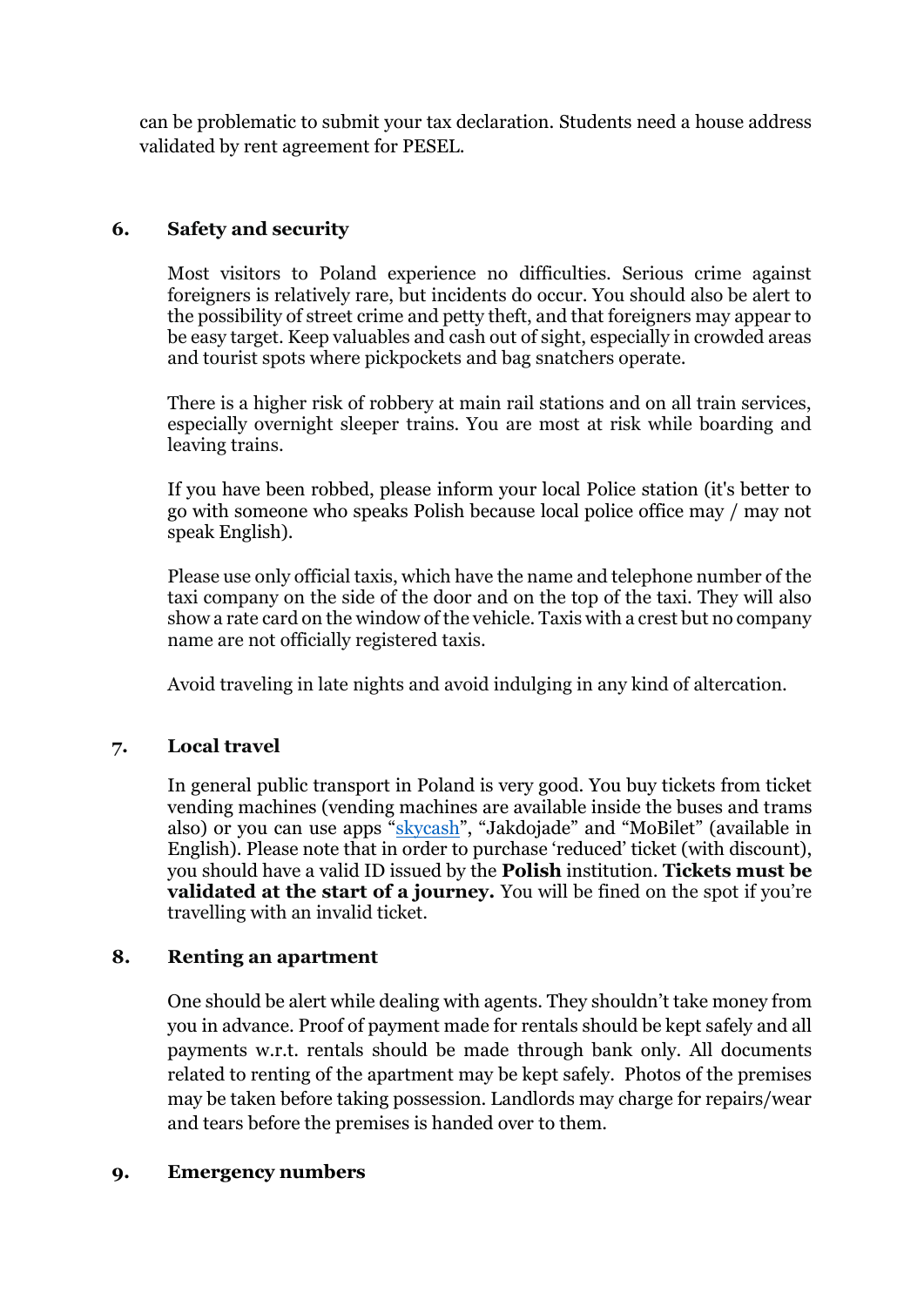can be problematic to submit your tax declaration. Students need a house address validated by rent agreement for PESEL.

## 6. Safety and security

Most visitors to Poland experience no difficulties. Serious crime against foreigners is relatively rare, but incidents do occur. You should also be alert to the possibility of street crime and petty theft, and that foreigners may appear to be easy target. Keep valuables and cash out of sight, especially in crowded areas and tourist spots where pickpockets and bag snatchers operate.

There is a higher risk of robbery at main rail stations and on all train services, especially overnight sleeper trains. You are most at risk while boarding and leaving trains.

If you have been robbed, please inform your local Police station (it's better to go with someone who speaks Polish because local police office may / may not speak English).

Please use only official taxis, which have the name and telephone number of the taxi company on the side of the door and on the top of the taxi. They will also show a rate card on the window of the vehicle. Taxis with a crest but no company name are not officially registered taxis.

Avoid traveling in late nights and avoid indulging in any kind of altercation.

## 7. Local travel

In general public transport in Poland is very good. You buy tickets from ticket vending machines (vending machines are available inside the buses and trams also) or you can use apps "skycash", "Jakdojade" and "MoBilet" (available in English). Please note that in order to purchase 'reduced' ticket (with discount), you should have a valid ID issued by the **Polish** institution. **Tickets must be validated at the start of a journey.** You will be fined on the spot if you're travelling with an invalid ticket.

## 8. Renting an apartment

One should be alert while dealing with agents. They shouldn't take money from you in advance. Proof of payment made for rentals should be kept safely and all payments w.r.t. rentals should be made through bank only. All documents related to renting of the apartment may be kept safely. Photos of the premises may be taken before taking possession. Landlords may charge for repairs/wear and tears before the premises is handed over to them.

## 9. Emergency numbers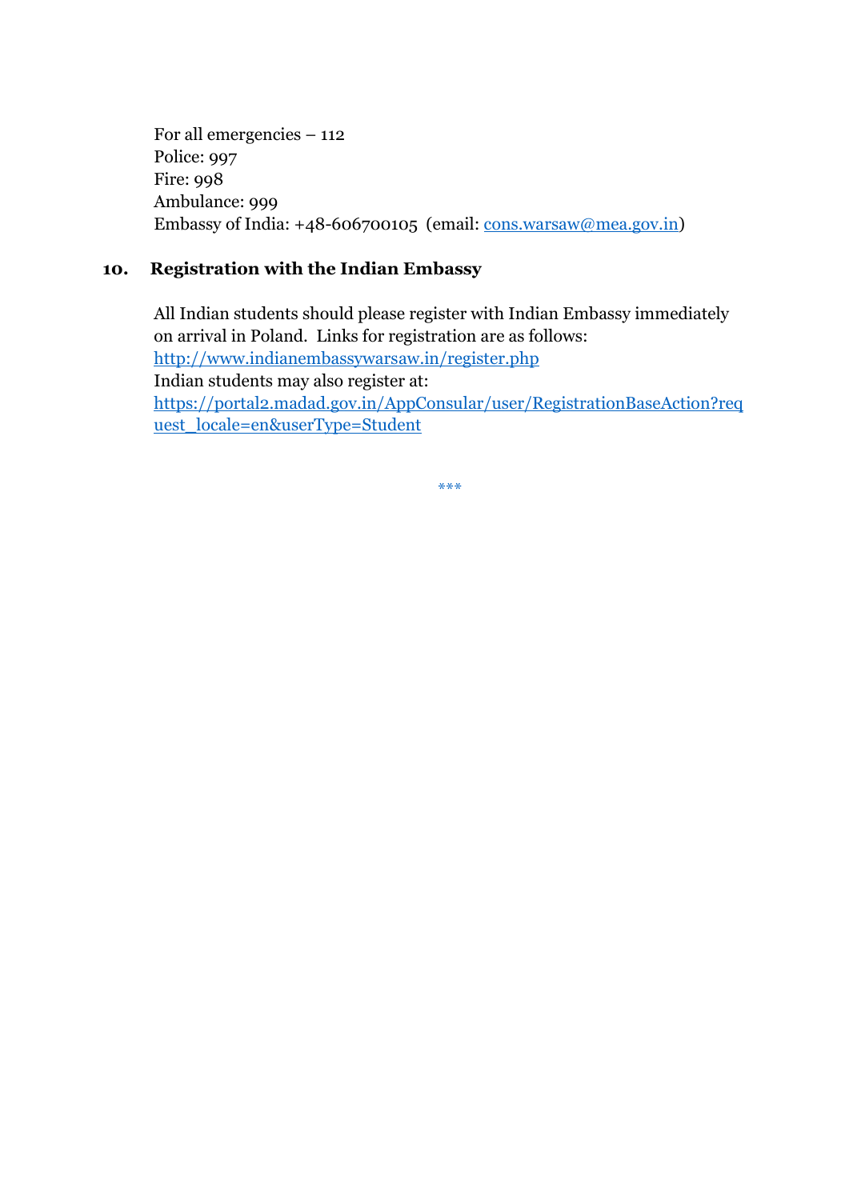For all emergencies – 112
Police: 997
Fire: 998
Ambulance: 999
Embassy of India: +48-606700105 (email: cons.warsaw@mea.gov.in)

## 10. Registration with the Indian Embassy

All Indian students should please register with Indian Embassy immediately on arrival in Poland. Links for registration are as follows:
http://www.indianembassywarsaw.in/register.php
Indian students may also register at:
https://portal2.madad.gov.in/AppConsular/user/RegistrationBaseAction?request_locale=en&userType=Student

***